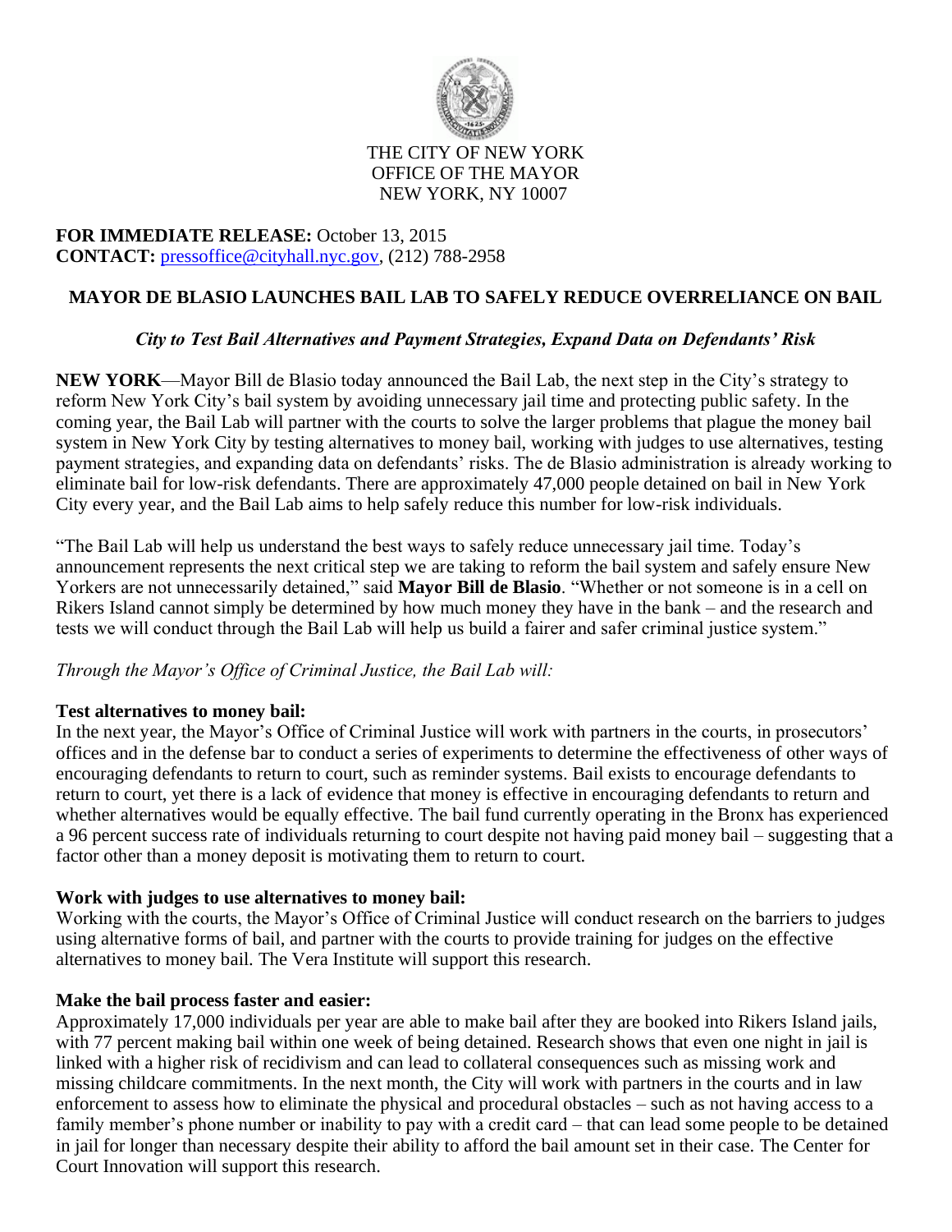THE CITY OF NEW YORK
OFFICE OF THE MAYOR
NEW YORK, NY 10007

**FOR IMMEDIATE RELEASE:** October 13, 2015
**CONTACT:** pressoffice@cityhall.nyc.gov, (212) 788-2958

# MAYOR DE BLASIO LAUNCHES BAIL LAB TO SAFELY REDUCE OVERRELIANCE ON BAIL

***City to Test Bail Alternatives and Payment Strategies, Expand Data on Defendants' Risk***

**NEW YORK**—Mayor Bill de Blasio today announced the Bail Lab, the next step in the City's strategy to reform New York City's bail system by avoiding unnecessary jail time and protecting public safety. In the coming year, the Bail Lab will partner with the courts to solve the larger problems that plague the money bail system in New York City by testing alternatives to money bail, working with judges to use alternatives, testing payment strategies, and expanding data on defendants' risks. The de Blasio administration is already working to eliminate bail for low-risk defendants. There are approximately 47,000 people detained on bail in New York City every year, and the Bail Lab aims to help safely reduce this number for low-risk individuals.

"The Bail Lab will help us understand the best ways to safely reduce unnecessary jail time. Today's announcement represents the next critical step we are taking to reform the bail system and safely ensure New Yorkers are not unnecessarily detained," said **Mayor Bill de Blasio**. "Whether or not someone is in a cell on Rikers Island cannot simply be determined by how much money they have in the bank – and the research and tests we will conduct through the Bail Lab will help us build a fairer and safer criminal justice system."

*Through the Mayor's Office of Criminal Justice, the Bail Lab will:*

**Test alternatives to money bail:**
In the next year, the Mayor's Office of Criminal Justice will work with partners in the courts, in prosecutors' offices and in the defense bar to conduct a series of experiments to determine the effectiveness of other ways of encouraging defendants to return to court, such as reminder systems. Bail exists to encourage defendants to return to court, yet there is a lack of evidence that money is effective in encouraging defendants to return and whether alternatives would be equally effective. The bail fund currently operating in the Bronx has experienced a 96 percent success rate of individuals returning to court despite not having paid money bail – suggesting that a factor other than a money deposit is motivating them to return to court.

**Work with judges to use alternatives to money bail:**
Working with the courts, the Mayor's Office of Criminal Justice will conduct research on the barriers to judges using alternative forms of bail, and partner with the courts to provide training for judges on the effective alternatives to money bail. The Vera Institute will support this research.

**Make the bail process faster and easier:**
Approximately 17,000 individuals per year are able to make bail after they are booked into Rikers Island jails, with 77 percent making bail within one week of being detained. Research shows that even one night in jail is linked with a higher risk of recidivism and can lead to collateral consequences such as missing work and missing childcare commitments. In the next month, the City will work with partners in the courts and in law enforcement to assess how to eliminate the physical and procedural obstacles – such as not having access to a family member's phone number or inability to pay with a credit card – that can lead some people to be detained in jail for longer than necessary despite their ability to afford the bail amount set in their case. The Center for Court Innovation will support this research.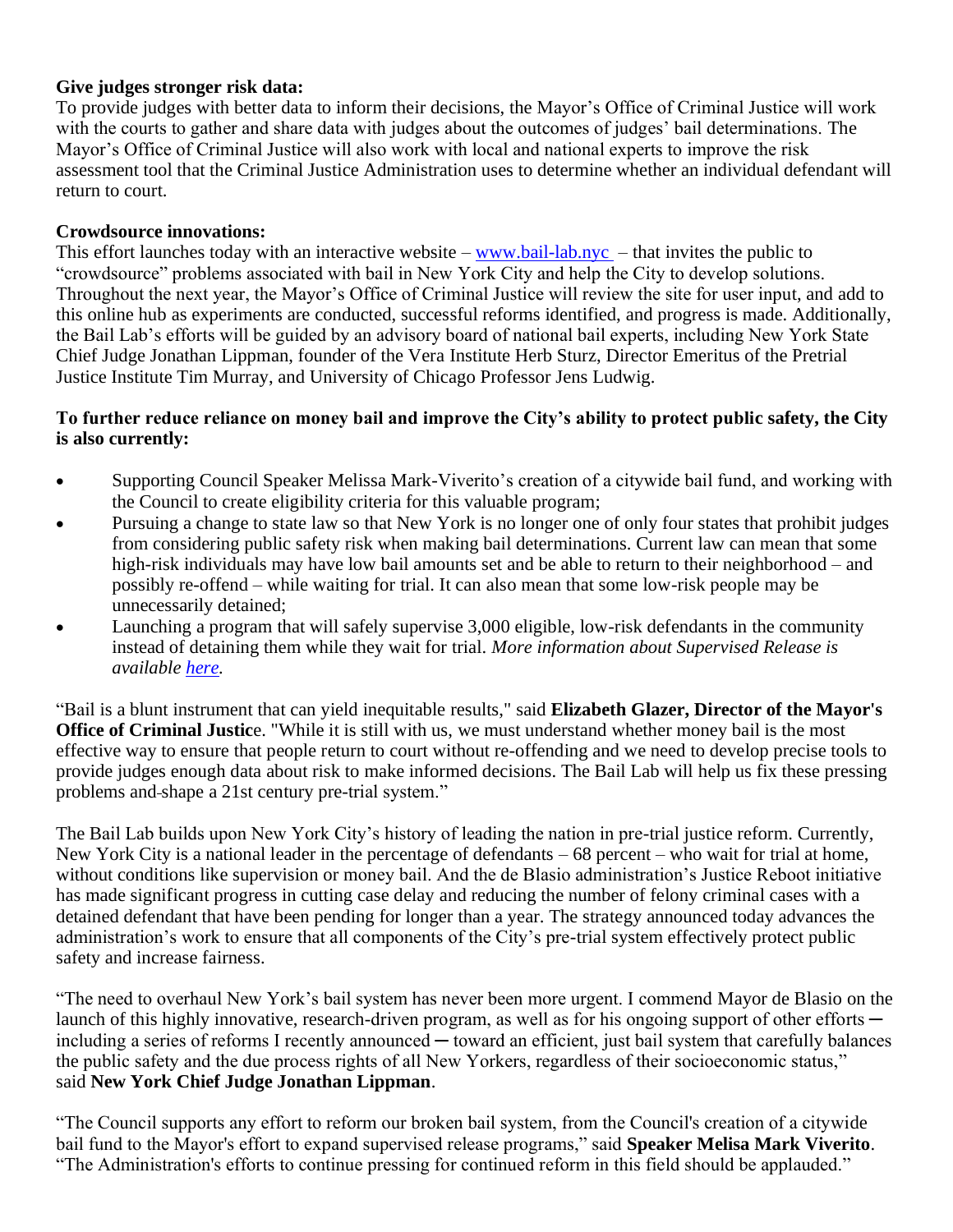**Give judges stronger risk data:**
To provide judges with better data to inform their decisions, the Mayor's Office of Criminal Justice will work with the courts to gather and share data with judges about the outcomes of judges' bail determinations. The Mayor's Office of Criminal Justice will also work with local and national experts to improve the risk assessment tool that the Criminal Justice Administration uses to determine whether an individual defendant will return to court.

**Crowdsource innovations:**
This effort launches today with an interactive website – [www.bail-lab.nyc](www.bail-lab.nyc) – that invites the public to "crowdsource" problems associated with bail in New York City and help the City to develop solutions. Throughout the next year, the Mayor's Office of Criminal Justice will review the site for user input, and add to this online hub as experiments are conducted, successful reforms identified, and progress is made. Additionally, the Bail Lab's efforts will be guided by an advisory board of national bail experts, including New York State Chief Judge Jonathan Lippman, founder of the Vera Institute Herb Sturz, Director Emeritus of the Pretrial Justice Institute Tim Murray, and University of Chicago Professor Jens Ludwig.

**To further reduce reliance on money bail and improve the City's ability to protect public safety, the City is also currently:**

- Supporting Council Speaker Melissa Mark-Viverito's creation of a citywide bail fund, and working with the Council to create eligibility criteria for this valuable program;
- Pursuing a change to state law so that New York is no longer one of only four states that prohibit judges from considering public safety risk when making bail determinations. Current law can mean that some high-risk individuals may have low bail amounts set and be able to return to their neighborhood – and possibly re-offend – while waiting for trial. It can also mean that some low-risk people may be unnecessarily detained;
- Launching a program that will safely supervise 3,000 eligible, low-risk defendants in the community instead of detaining them while they wait for trial. *More information about Supervised Release is available [here](here).*

"Bail is a blunt instrument that can yield inequitable results," said **Elizabeth Glazer, Director of the Mayor's Office of Criminal Justic**e. "While it is still with us, we must understand whether money bail is the most effective way to ensure that people return to court without re-offending and we need to develop precise tools to provide judges enough data about risk to make informed decisions. The Bail Lab will help us fix these pressing problems and shape a 21st century pre-trial system."

The Bail Lab builds upon New York City's history of leading the nation in pre-trial justice reform. Currently, New York City is a national leader in the percentage of defendants – 68 percent – who wait for trial at home, without conditions like supervision or money bail. And the de Blasio administration's Justice Reboot initiative has made significant progress in cutting case delay and reducing the number of felony criminal cases with a detained defendant that have been pending for longer than a year. The strategy announced today advances the administration's work to ensure that all components of the City's pre-trial system effectively protect public safety and increase fairness.

"The need to overhaul New York's bail system has never been more urgent. I commend Mayor de Blasio on the launch of this highly innovative, research-driven program, as well as for his ongoing support of other efforts ─ including a series of reforms I recently announced ─ toward an efficient, just bail system that carefully balances the public safety and the due process rights of all New Yorkers, regardless of their socioeconomic status," said **New York Chief Judge Jonathan Lippman**.

"The Council supports any effort to reform our broken bail system, from the Council's creation of a citywide bail fund to the Mayor's effort to expand supervised release programs," said **Speaker Melisa Mark Viverito**. "The Administration's efforts to continue pressing for continued reform in this field should be applauded."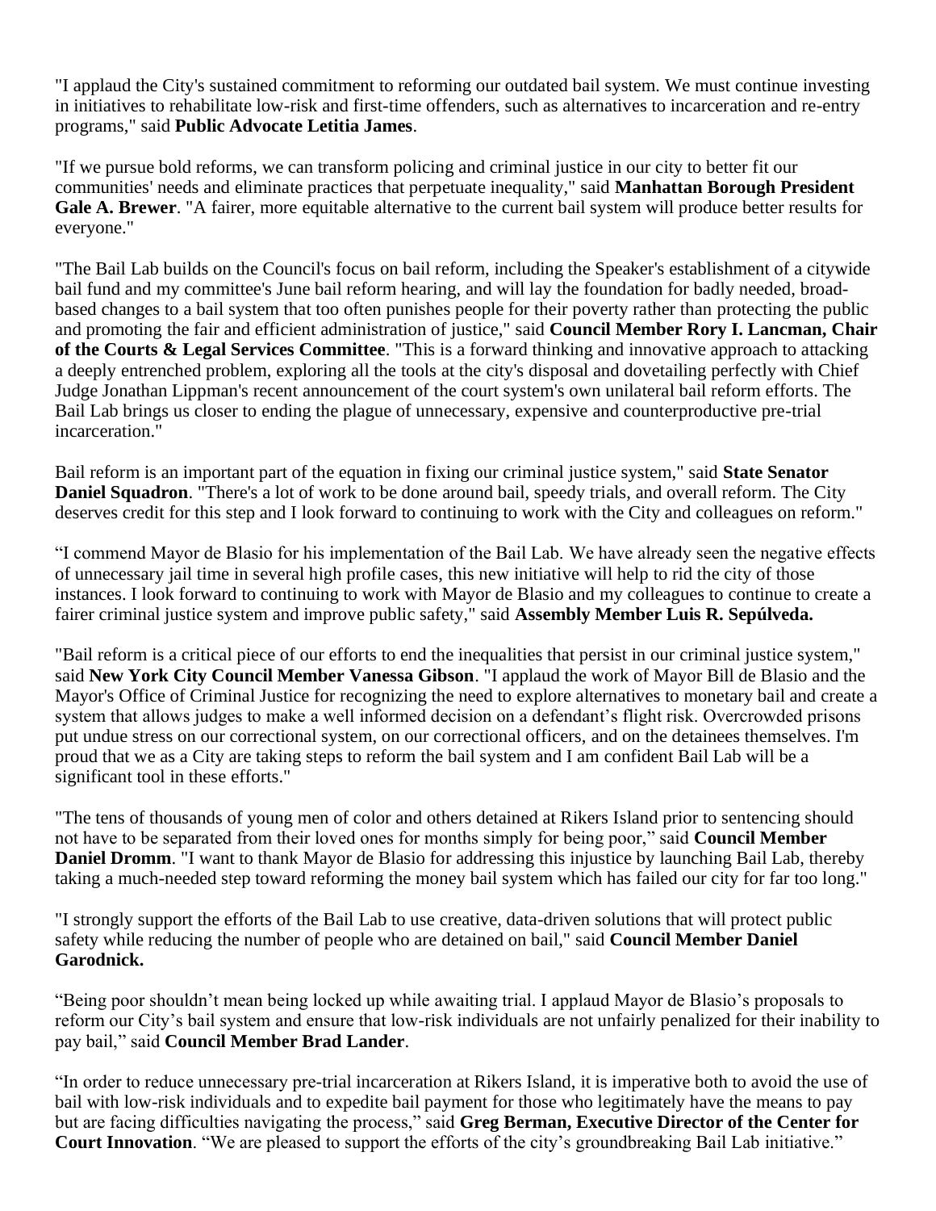"I applaud the City's sustained commitment to reforming our outdated bail system. We must continue investing in initiatives to rehabilitate low-risk and first-time offenders, such as alternatives to incarceration and re-entry programs," said **Public Advocate Letitia James**.

"If we pursue bold reforms, we can transform policing and criminal justice in our city to better fit our communities' needs and eliminate practices that perpetuate inequality," said **Manhattan Borough President Gale A. Brewer**. "A fairer, more equitable alternative to the current bail system will produce better results for everyone."

"The Bail Lab builds on the Council's focus on bail reform, including the Speaker's establishment of a citywide bail fund and my committee's June bail reform hearing, and will lay the foundation for badly needed, broad-based changes to a bail system that too often punishes people for their poverty rather than protecting the public and promoting the fair and efficient administration of justice," said **Council Member Rory I. Lancman, Chair of the Courts & Legal Services Committee**. "This is a forward thinking and innovative approach to attacking a deeply entrenched problem, exploring all the tools at the city's disposal and dovetailing perfectly with Chief Judge Jonathan Lippman's recent announcement of the court system's own unilateral bail reform efforts. The Bail Lab brings us closer to ending the plague of unnecessary, expensive and counterproductive pre-trial incarceration."

Bail reform is an important part of the equation in fixing our criminal justice system," said **State Senator Daniel Squadron**. "There's a lot of work to be done around bail, speedy trials, and overall reform. The City deserves credit for this step and I look forward to continuing to work with the City and colleagues on reform."

"I commend Mayor de Blasio for his implementation of the Bail Lab. We have already seen the negative effects of unnecessary jail time in several high profile cases, this new initiative will help to rid the city of those instances. I look forward to continuing to work with Mayor de Blasio and my colleagues to continue to create a fairer criminal justice system and improve public safety," said **Assembly Member Luis R. Sepúlveda.**

"Bail reform is a critical piece of our efforts to end the inequalities that persist in our criminal justice system," said **New York City Council Member Vanessa Gibson**. "I applaud the work of Mayor Bill de Blasio and the Mayor's Office of Criminal Justice for recognizing the need to explore alternatives to monetary bail and create a system that allows judges to make a well informed decision on a defendant's flight risk. Overcrowded prisons put undue stress on our correctional system, on our correctional officers, and on the detainees themselves. I'm proud that we as a City are taking steps to reform the bail system and I am confident Bail Lab will be a significant tool in these efforts."

"The tens of thousands of young men of color and others detained at Rikers Island prior to sentencing should not have to be separated from their loved ones for months simply for being poor," said **Council Member Daniel Dromm**. "I want to thank Mayor de Blasio for addressing this injustice by launching Bail Lab, thereby taking a much-needed step toward reforming the money bail system which has failed our city for far too long."

"I strongly support the efforts of the Bail Lab to use creative, data-driven solutions that will protect public safety while reducing the number of people who are detained on bail," said **Council Member Daniel Garodnick.**

"Being poor shouldn't mean being locked up while awaiting trial. I applaud Mayor de Blasio's proposals to reform our City's bail system and ensure that low-risk individuals are not unfairly penalized for their inability to pay bail," said **Council Member Brad Lander**.

"In order to reduce unnecessary pre-trial incarceration at Rikers Island, it is imperative both to avoid the use of bail with low-risk individuals and to expedite bail payment for those who legitimately have the means to pay but are facing difficulties navigating the process," said **Greg Berman, Executive Director of the Center for Court Innovation**. "We are pleased to support the efforts of the city's groundbreaking Bail Lab initiative."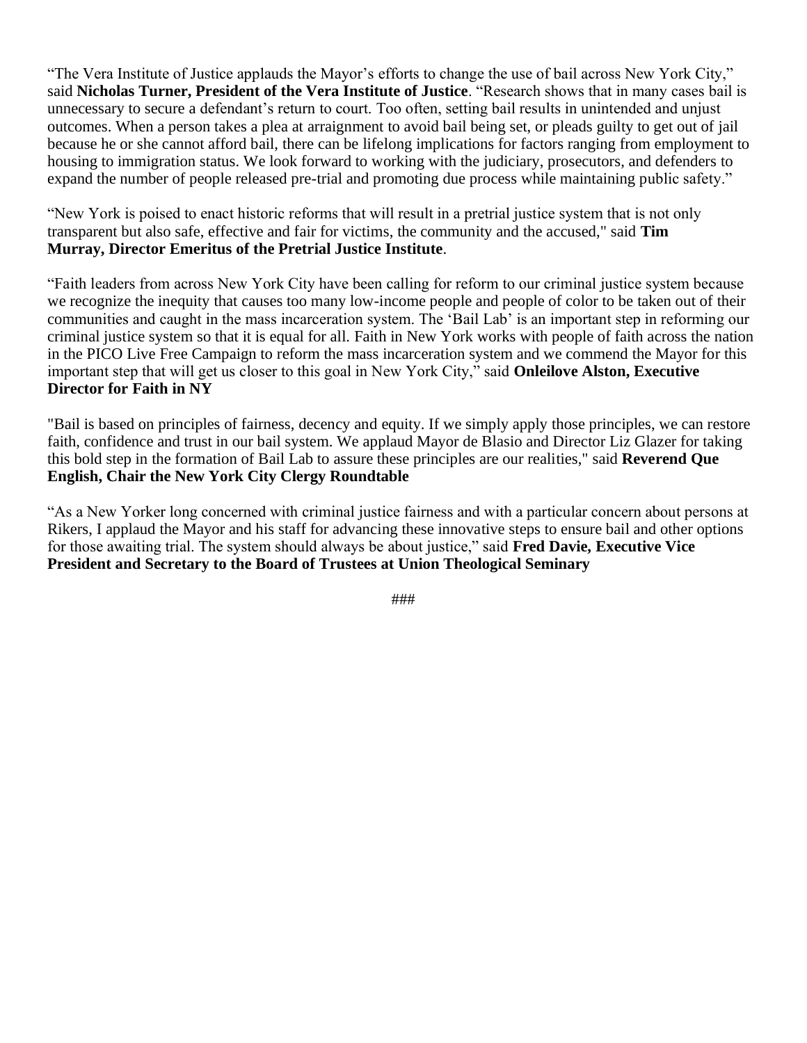"The Vera Institute of Justice applauds the Mayor's efforts to change the use of bail across New York City," said **Nicholas Turner, President of the Vera Institute of Justice**. "Research shows that in many cases bail is unnecessary to secure a defendant's return to court. Too often, setting bail results in unintended and unjust outcomes. When a person takes a plea at arraignment to avoid bail being set, or pleads guilty to get out of jail because he or she cannot afford bail, there can be lifelong implications for factors ranging from employment to housing to immigration status. We look forward to working with the judiciary, prosecutors, and defenders to expand the number of people released pre-trial and promoting due process while maintaining public safety."

"New York is poised to enact historic reforms that will result in a pretrial justice system that is not only transparent but also safe, effective and fair for victims, the community and the accused," said **Tim Murray, Director Emeritus of the Pretrial Justice Institute**.

"Faith leaders from across New York City have been calling for reform to our criminal justice system because we recognize the inequity that causes too many low-income people and people of color to be taken out of their communities and caught in the mass incarceration system. The 'Bail Lab' is an important step in reforming our criminal justice system so that it is equal for all. Faith in New York works with people of faith across the nation in the PICO Live Free Campaign to reform the mass incarceration system and we commend the Mayor for this important step that will get us closer to this goal in New York City," said **Onleilove Alston, Executive Director for Faith in NY**

"Bail is based on principles of fairness, decency and equity. If we simply apply those principles, we can restore faith, confidence and trust in our bail system. We applaud Mayor de Blasio and Director Liz Glazer for taking this bold step in the formation of Bail Lab to assure these principles are our realities," said **Reverend Que English, Chair the New York City Clergy Roundtable**

"As a New Yorker long concerned with criminal justice fairness and with a particular concern about persons at Rikers, I applaud the Mayor and his staff for advancing these innovative steps to ensure bail and other options for those awaiting trial. The system should always be about justice," said **Fred Davie, Executive Vice President and Secretary to the Board of Trustees at Union Theological Seminary**

###